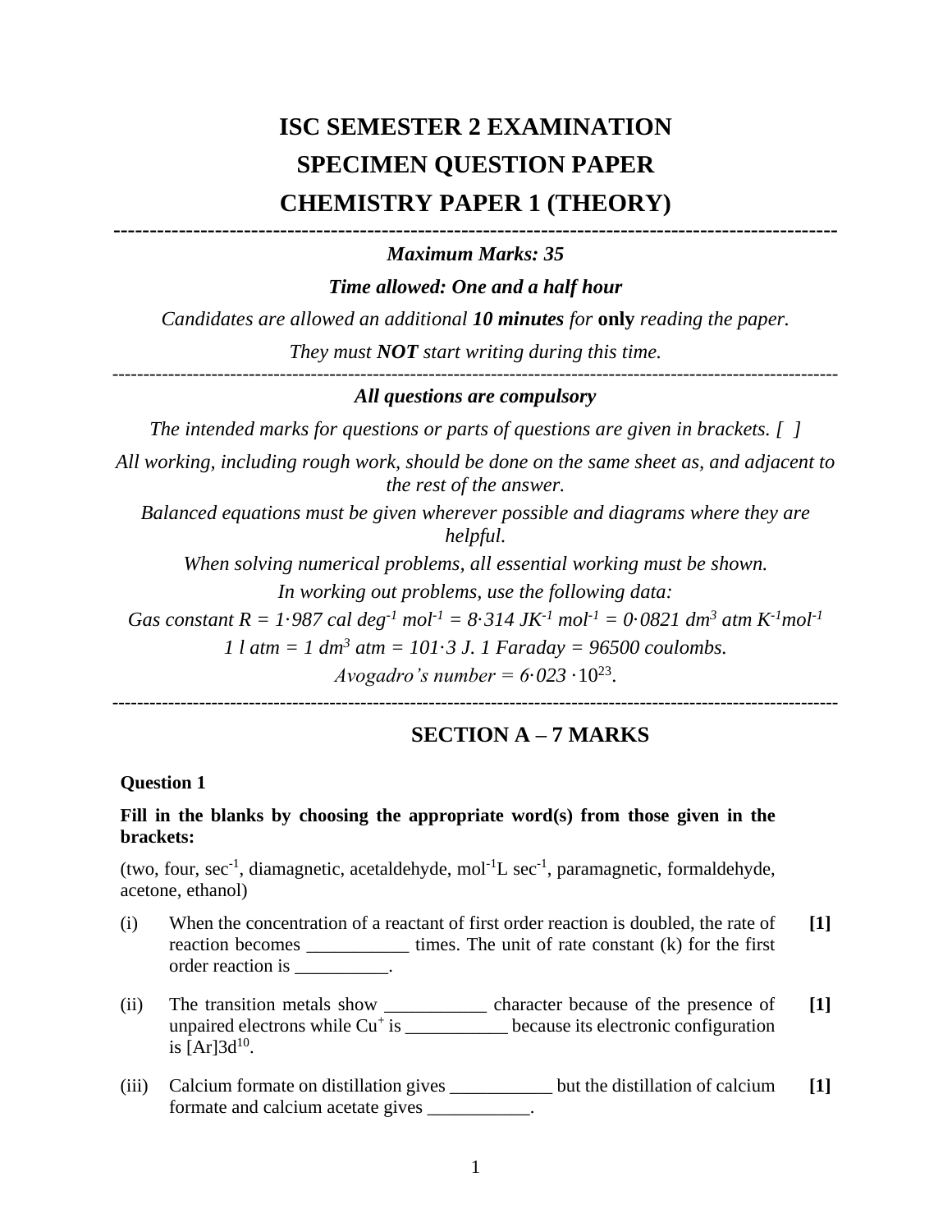# ISC SEMESTER 2 EXAMINATION

# SPECIMEN QUESTION PAPER

# CHEMISTRY PAPER 1 (THEORY)

---

*Maximum Marks: 35*

***Time allowed: One and a half hour***

*Candidates are allowed an additional **10 minutes** for **only** reading the paper.*

*They must **NOT** start writing during this time.*

---

***All questions are compulsory***

*The intended marks for questions or parts of questions are given in brackets. [ ]*

*All working, including rough work, should be done on the same sheet as, and adjacent to the rest of the answer.*

*Balanced equations must be given wherever possible and diagrams where they are helpful.*

*When solving numerical problems, all essential working must be shown.*

*In working out problems, use the following data:*

*Gas constant R = 1·987 cal deg$^{-1}$ mol$^{-1}$ = 8·314 JK$^{-1}$ mol$^{-1}$ = 0·0821 dm$^{3}$ atm K$^{-1}$mol$^{-1}$*

*1 l atm = 1 dm$^{3}$ atm = 101·3 J. 1 Faraday = 96500 coulombs.*

*Avogadro's number = 6·023 ·10$^{23}$.*

---

## SECTION A – 7 MARKS

**Question 1**

**Fill in the blanks by choosing the appropriate word(s) from those given in the brackets:**

(two, four, sec$^{-1}$, diamagnetic, acetaldehyde, mol$^{-1}$L sec$^{-1}$, paramagnetic, formaldehyde, acetone, ethanol)

(i) When the concentration of a reactant of first order reaction is doubled, the rate of reaction becomes ___________ times. The unit of rate constant (k) for the first order reaction is __________. **[1]**

(ii) The transition metals show ___________ character because of the presence of unpaired electrons while $Cu^{+}$ is ___________ because its electronic configuration is $[Ar]3d^{10}$. **[1]**

(iii) Calcium formate on distillation gives ___________ but the distillation of calcium formate and calcium acetate gives ___________. **[1]**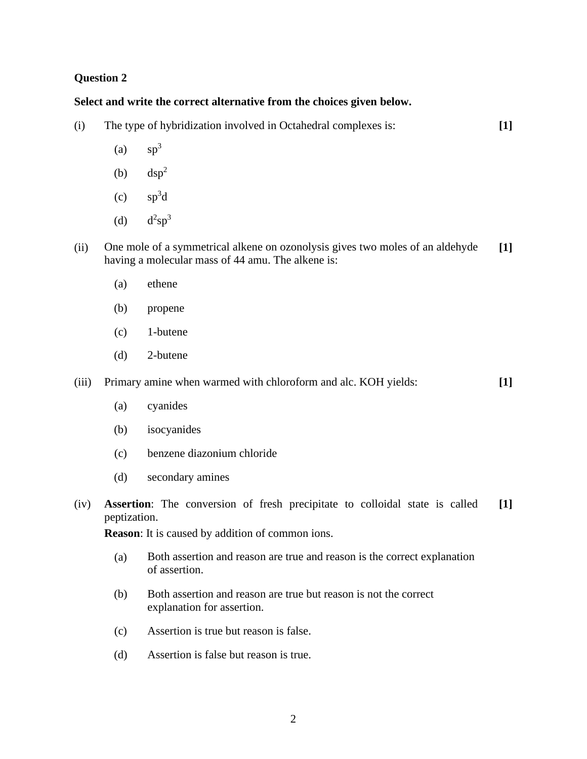**Question 2**

**Select and write the correct alternative from the choices given below.**

(i) The type of hybridization involved in Octahedral complexes is: **[1]**

- (a) $sp^3$
- (b) $dsp^2$
- (c) $sp^3d$
- (d) $d^2sp^3$

(ii) One mole of a symmetrical alkene on ozonolysis gives two moles of an aldehyde having a molecular mass of 44 amu. The alkene is: **[1]**

- (a) ethene
- (b) propene
- (c) 1-butene
- (d) 2-butene

(iii) Primary amine when warmed with chloroform and alc. KOH yields: **[1]**

- (a) cyanides
- (b) isocyanides
- (c) benzene diazonium chloride
- (d) secondary amines

(iv) **Assertion**: The conversion of fresh precipitate to colloidal state is called peptization. **[1]**

**Reason**: It is caused by addition of common ions.

- (a) Both assertion and reason are true and reason is the correct explanation of assertion.
- (b) Both assertion and reason are true but reason is not the correct explanation for assertion.
- (c) Assertion is true but reason is false.
- (d) Assertion is false but reason is true.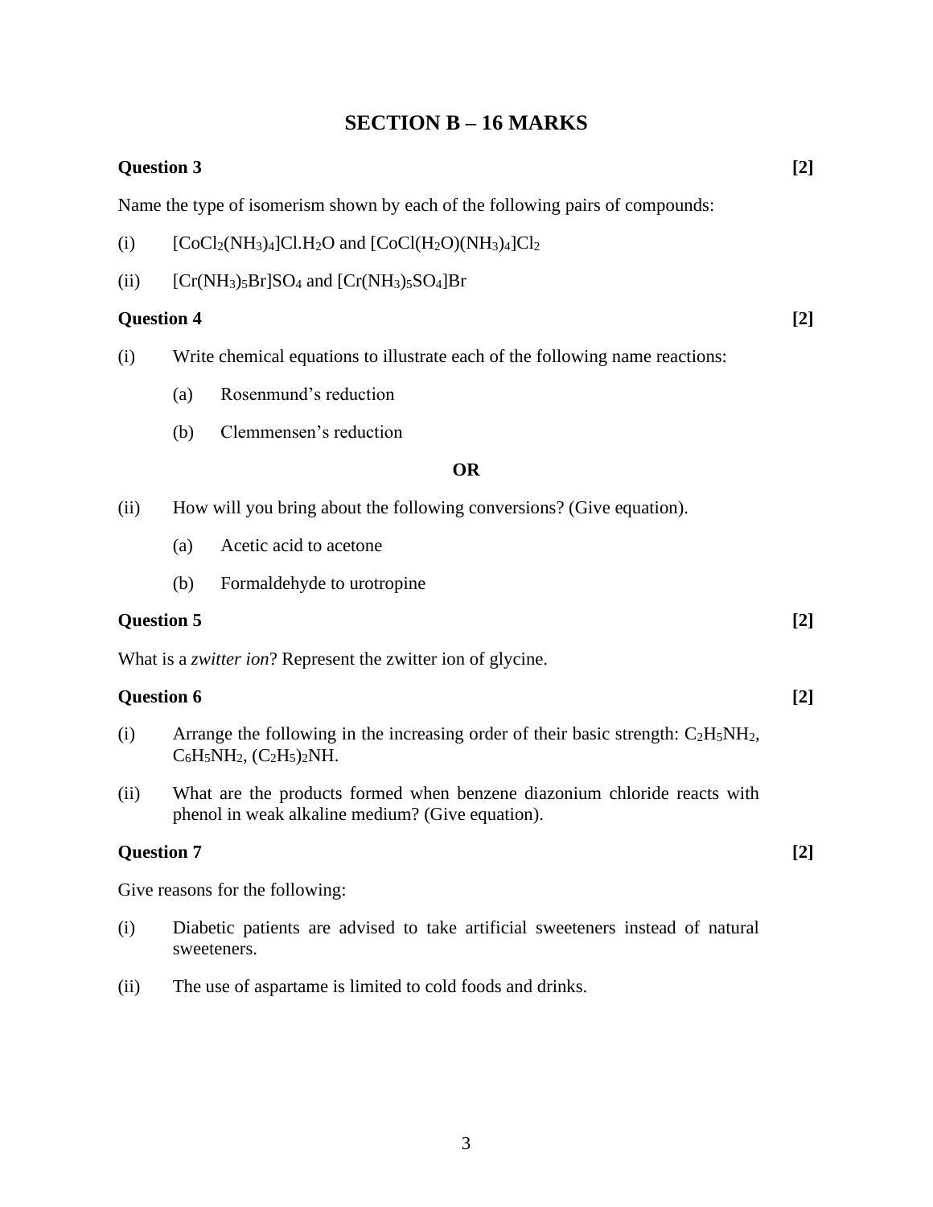## SECTION B – 16 MARKS

**Question 3** **[2]**

Name the type of isomerism shown by each of the following pairs of compounds:

(i) $[CoCl_2(NH_3)_4]Cl.H_2O$ and $[CoCl(H_2O)(NH_3)_4]Cl_2$

(ii) $[Cr(NH_3)_5Br]SO_4$ and $[Cr(NH_3)_5SO_4]Br$

**Question 4** **[2]**

(i) Write chemical equations to illustrate each of the following name reactions:

(a) Rosenmund's reduction

(b) Clemmensen's reduction

**OR**

(ii) How will you bring about the following conversions? (Give equation).

(a) Acetic acid to acetone

(b) Formaldehyde to urotropine

**Question 5** **[2]**

What is a *zwitter ion*? Represent the zwitter ion of glycine.

**Question 6** **[2]**

(i) Arrange the following in the increasing order of their basic strength: $C_2H_5NH_2$, $C_6H_5NH_2$, $(C_2H_5)_2NH$.

(ii) What are the products formed when benzene diazonium chloride reacts with phenol in weak alkaline medium? (Give equation).

**Question 7** **[2]**

Give reasons for the following:

(i) Diabetic patients are advised to take artificial sweeteners instead of natural sweeteners.

(ii) The use of aspartame is limited to cold foods and drinks.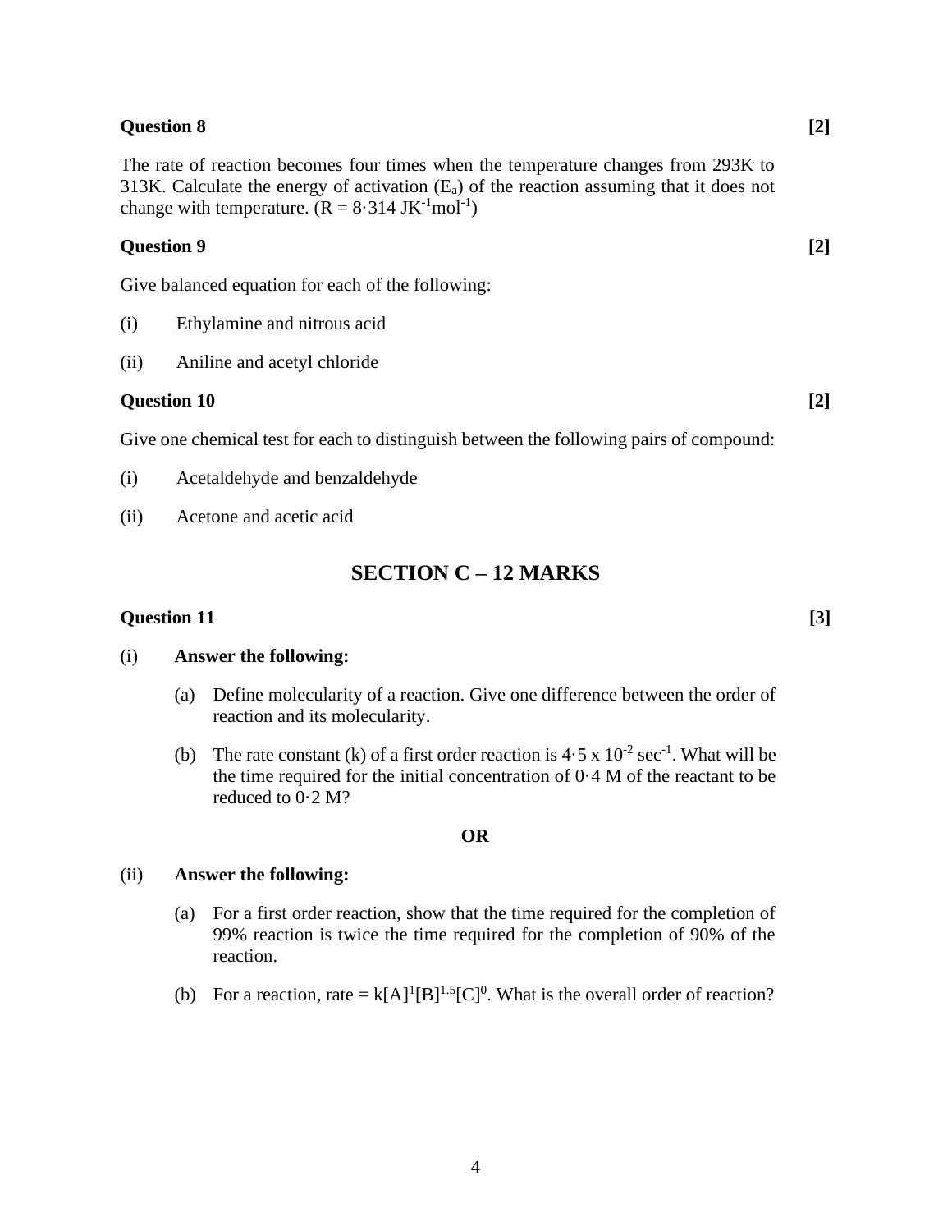**Question 8** **[2]**

The rate of reaction becomes four times when the temperature changes from 293K to 313K. Calculate the energy of activation ($E_a$) of the reaction assuming that it does not change with temperature. ($R = 8{\cdot}314\ JK^{-1}mol^{-1}$)

**Question 9** **[2]**

Give balanced equation for each of the following:

(i) Ethylamine and nitrous acid

(ii) Aniline and acetyl chloride

**Question 10** **[2]**

Give one chemical test for each to distinguish between the following pairs of compound:

(i) Acetaldehyde and benzaldehyde

(ii) Acetone and acetic acid

## SECTION C – 12 MARKS

**Question 11** **[3]**

(i) **Answer the following:**

(a) Define molecularity of a reaction. Give one difference between the order of reaction and its molecularity.

(b) The rate constant (k) of a first order reaction is $4{\cdot}5 \times 10^{-2}\ sec^{-1}$. What will be the time required for the initial concentration of 0·4 M of the reactant to be reduced to 0·2 M?

**OR**

(ii) **Answer the following:**

(a) For a first order reaction, show that the time required for the completion of 99% reaction is twice the time required for the completion of 90% of the reaction.

(b) For a reaction, rate = $k[A]^1[B]^{1.5}[C]^0$. What is the overall order of reaction?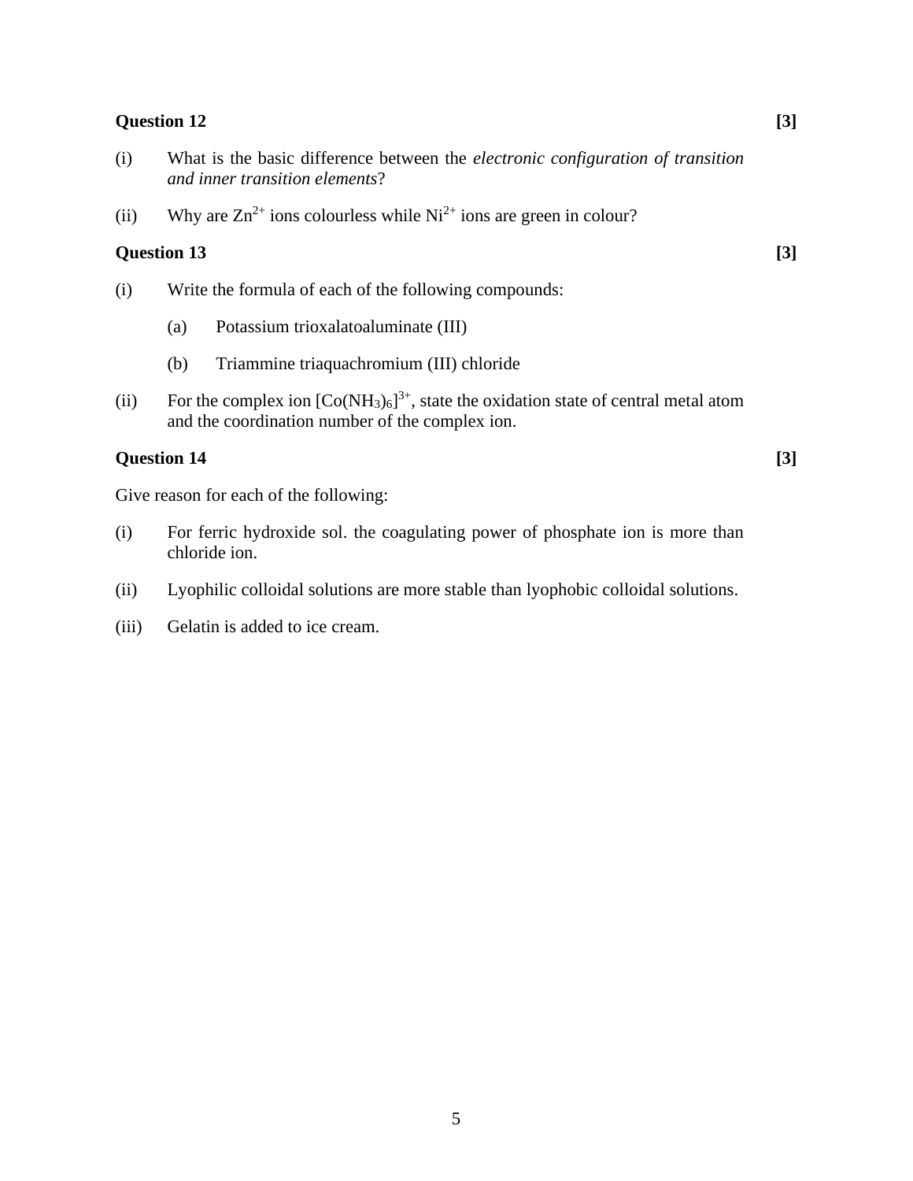**Question 12** **[3]**

(i) What is the basic difference between the *electronic configuration of transition and inner transition elements*?

(ii) Why are $Zn^{2+}$ ions colourless while $Ni^{2+}$ ions are green in colour?

**Question 13** **[3]**

(i) Write the formula of each of the following compounds:

(a) Potassium trioxalatoaluminate (III)

(b) Triammine triaquachromium (III) chloride

(ii) For the complex ion $[Co(NH_3)_6]^{3+}$, state the oxidation state of central metal atom and the coordination number of the complex ion.

**Question 14** **[3]**

Give reason for each of the following:

(i) For ferric hydroxide sol. the coagulating power of phosphate ion is more than chloride ion.

(ii) Lyophilic colloidal solutions are more stable than lyophobic colloidal solutions.

(iii) Gelatin is added to ice cream.